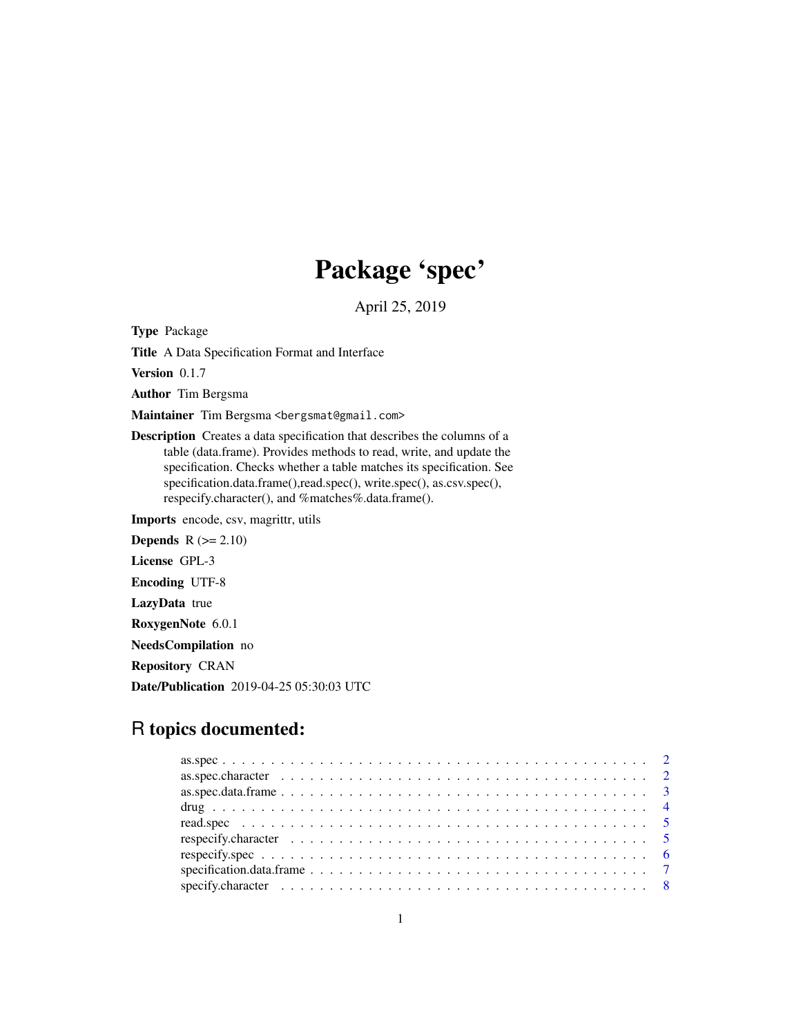# Package 'spec'

April 25, 2019

**Type** Package

**Title** A Data Specification Format and Interface

**Version** 0.1.7

**Author** Tim Bergsma

**Maintainer** Tim Bergsma <bergsmat@gmail.com>

**Description** Creates a data specification that describes the columns of a table (data.frame). Provides methods to read, write, and update the specification. Checks whether a table matches its specification. See specification.data.frame(),read.spec(), write.spec(), as.csv.spec(), respecify.character(), and %matches%.data.frame().

**Imports** encode, csv, magrittr, utils

**Depends** R (>= 2.10)

**License** GPL-3

**Encoding** UTF-8

**LazyData** true

**RoxygenNote** 6.0.1

**NeedsCompilation** no

**Repository** CRAN

**Date/Publication** 2019-04-25 05:30:03 UTC

## R topics documented:

- as.spec . . . . . . . . . . 2
- as.spec.character . . . . . . . . . . 2
- as.spec.data.frame . . . . . . . . . . 3
- drug . . . . . . . . . . 4
- read.spec . . . . . . . . . . 5
- respecify.character . . . . . . . . . . 5
- respecify.spec . . . . . . . . . . 6
- specification.data.frame . . . . . . . . . . 7
- specify.character . . . . . . . . . . 8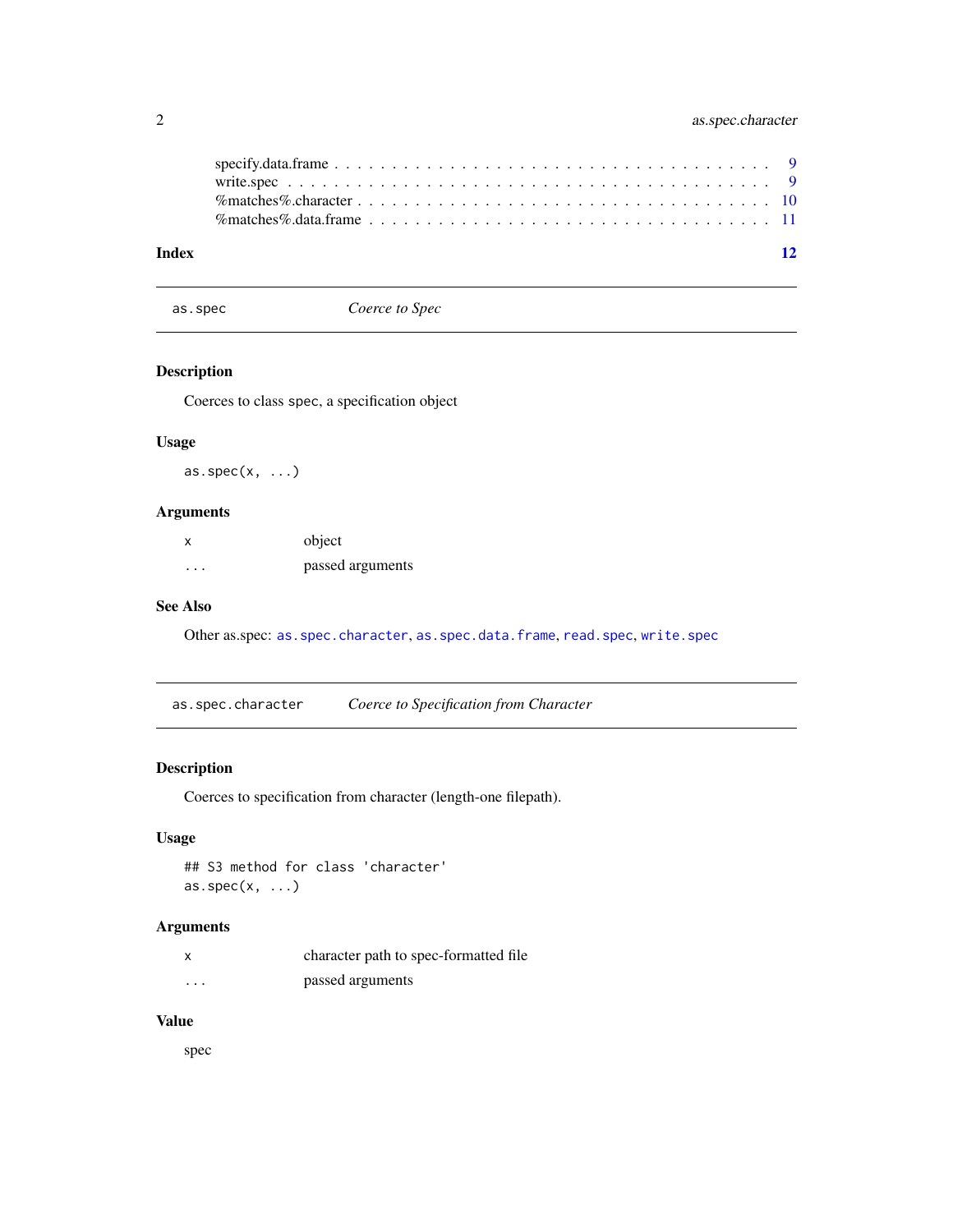specify.data.frame . . . . . . . . . . . . . . . . . . . . . . . . . . . . . . . . . . . . . 9
write.spec . . . . . . . . . . . . . . . . . . . . . . . . . . . . . . . . . . . . . . . . . 9
%matches%.character . . . . . . . . . . . . . . . . . . . . . . . . . . . . . . . . . . . 10
%matches%.data.frame . . . . . . . . . . . . . . . . . . . . . . . . . . . . . . . . . . 11

**Index** **12**

---

## `as.spec` *Coerce to Spec*

### Description

Coerces to class `spec`, a specification object

### Usage

```
as.spec(x, ...)
```

### Arguments

| | |
|---|---|
| `x` | object |
| `...` | passed arguments |

### See Also

Other as.spec: `as.spec.character`, `as.spec.data.frame`, `read.spec`, `write.spec`

---

## `as.spec.character` *Coerce to Specification from Character*

### Description

Coerces to specification from character (length-one filepath).

### Usage

```
## S3 method for class 'character'
as.spec(x, ...)
```

### Arguments

| | |
|---|---|
| `x` | character path to spec-formatted file |
| `...` | passed arguments |

### Value

spec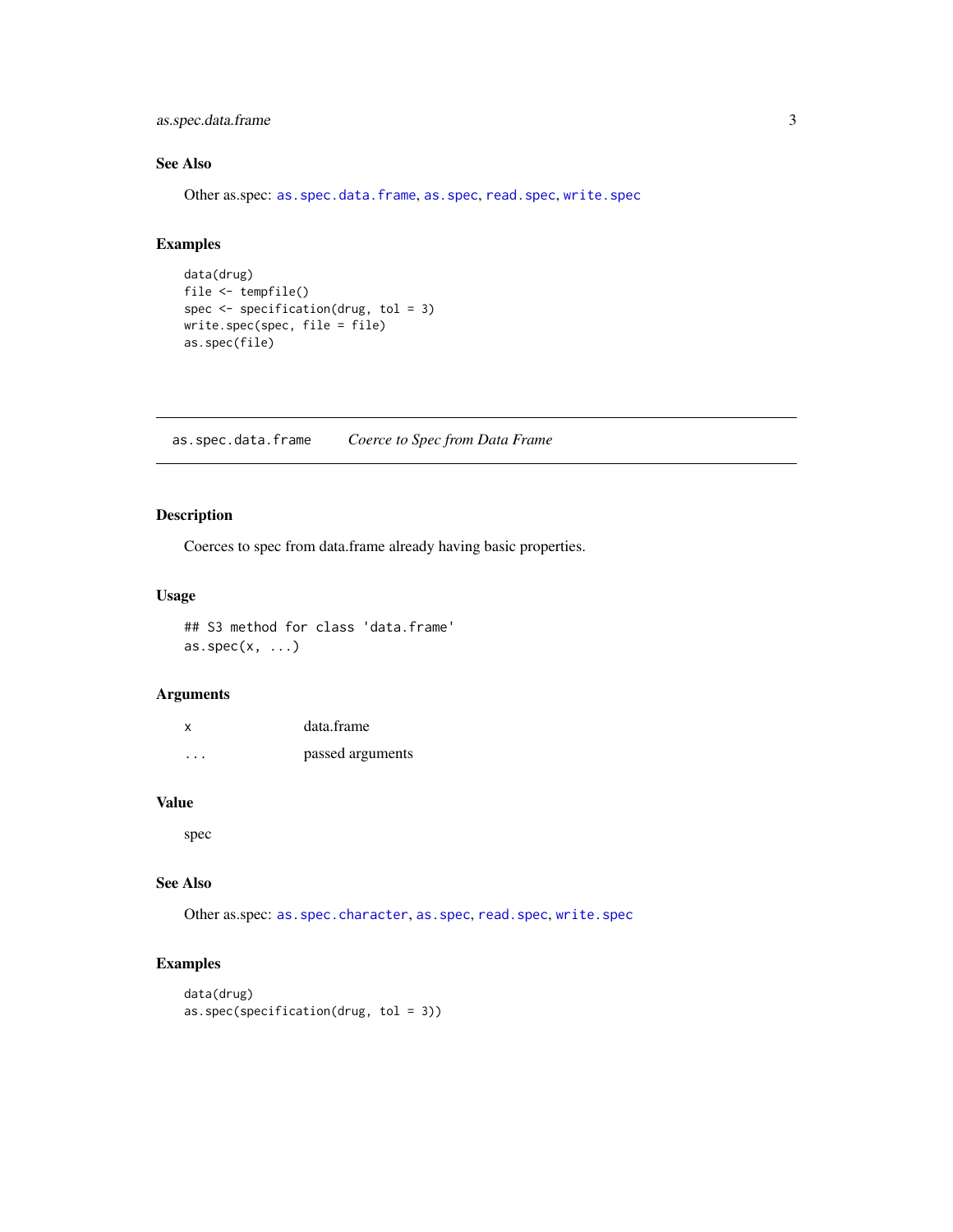## See Also

Other as.spec: `as.spec.data.frame`, `as.spec`, `read.spec`, `write.spec`

## Examples

```
data(drug)
file <- tempfile()
spec <- specification(drug, tol = 3)
write.spec(spec, file = file)
as.spec(file)
```

---

# as.spec.data.frame    *Coerce to Spec from Data Frame*

---

## Description

Coerces to spec from data.frame already having basic properties.

## Usage

```
## S3 method for class 'data.frame'
as.spec(x, ...)
```

## Arguments

| | |
|---|---|
| x | data.frame |
| ... | passed arguments |

## Value

spec

## See Also

Other as.spec: `as.spec.character`, `as.spec`, `read.spec`, `write.spec`

## Examples

```
data(drug)
as.spec(specification(drug, tol = 3))
```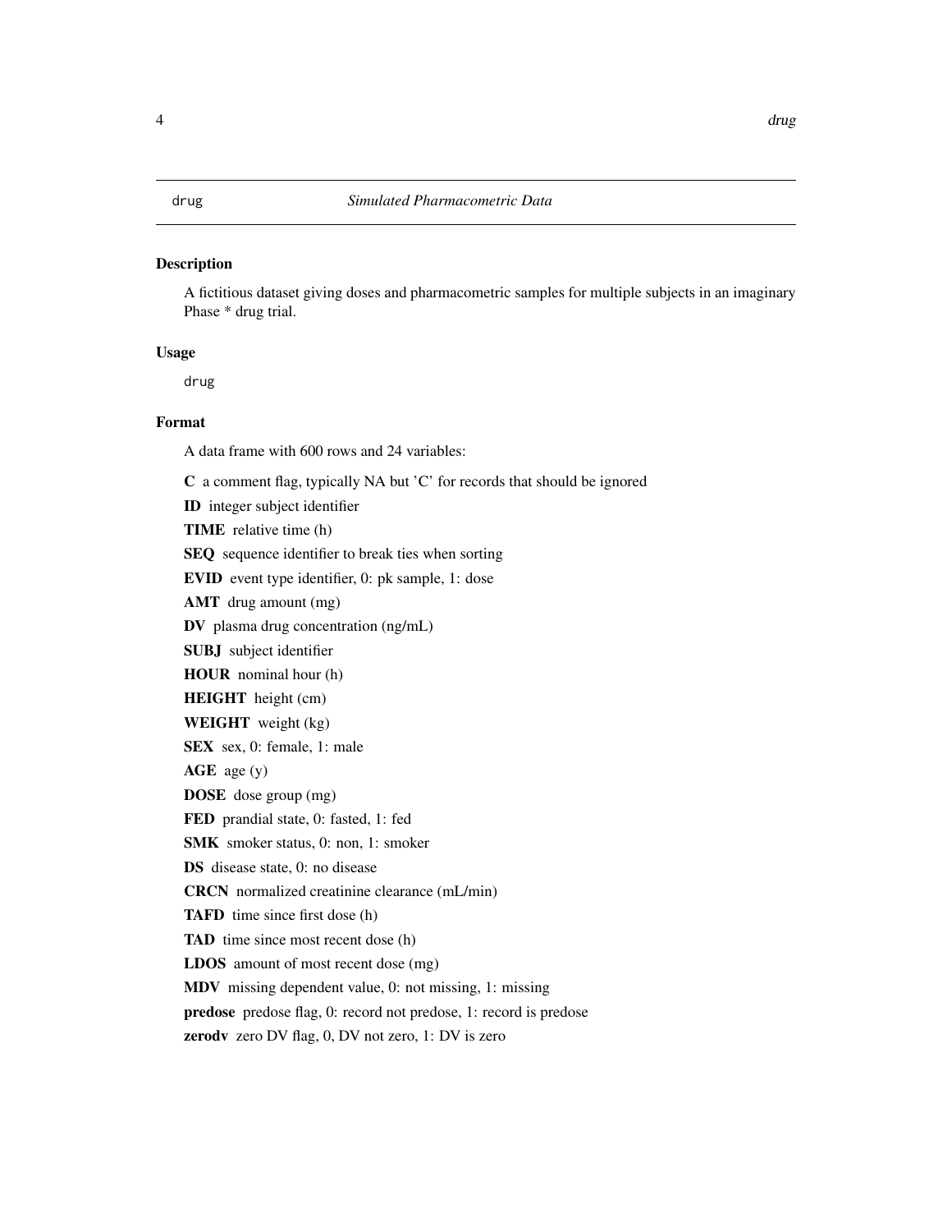drug *Simulated Pharmacometric Data*

## Description

A fictitious dataset giving doses and pharmacometric samples for multiple subjects in an imaginary Phase * drug trial.

## Usage

```
drug
```

## Format

A data frame with 600 rows and 24 variables:

**C** a comment flag, typically NA but 'C' for records that should be ignored

**ID** integer subject identifier

**TIME** relative time (h)

**SEQ** sequence identifier to break ties when sorting

**EVID** event type identifier, 0: pk sample, 1: dose

**AMT** drug amount (mg)

**DV** plasma drug concentration (ng/mL)

**SUBJ** subject identifier

**HOUR** nominal hour (h)

**HEIGHT** height (cm)

**WEIGHT** weight (kg)

**SEX** sex, 0: female, 1: male

**AGE** age (y)

**DOSE** dose group (mg)

**FED** prandial state, 0: fasted, 1: fed

**SMK** smoker status, 0: non, 1: smoker

**DS** disease state, 0: no disease

**CRCN** normalized creatinine clearance (mL/min)

**TAFD** time since first dose (h)

**TAD** time since most recent dose (h)

**LDOS** amount of most recent dose (mg)

**MDV** missing dependent value, 0: not missing, 1: missing

**predose** predose flag, 0: record not predose, 1: record is predose

**zerodv** zero DV flag, 0, DV not zero, 1: DV is zero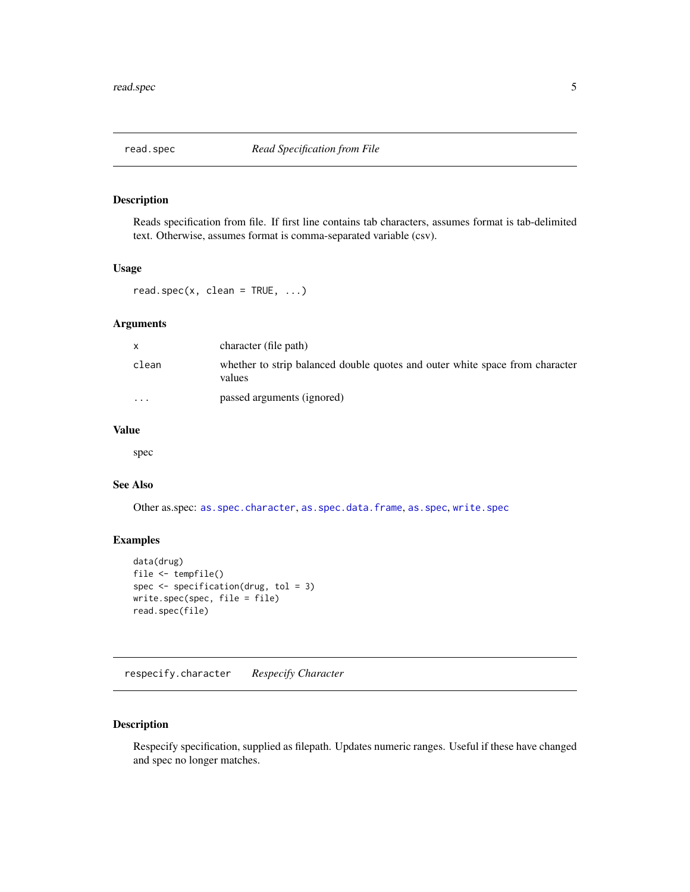## read.spec *Read Specification from File*

### Description

Reads specification from file. If first line contains tab characters, assumes format is tab-delimited text. Otherwise, assumes format is comma-separated variable (csv).

### Usage

```
read.spec(x, clean = TRUE, ...)
```

### Arguments

| | |
|---|---|
| x | character (file path) |
| clean | whether to strip balanced double quotes and outer white space from character values |
| ... | passed arguments (ignored) |

### Value

spec

### See Also

Other as.spec: `as.spec.character`, `as.spec.data.frame`, `as.spec`, `write.spec`

### Examples

```
data(drug)
file <- tempfile()
spec <- specification(drug, tol = 3)
write.spec(spec, file = file)
read.spec(file)
```

## respecify.character *Respecify Character*

### Description

Respecify specification, supplied as filepath. Updates numeric ranges. Useful if these have changed and spec no longer matches.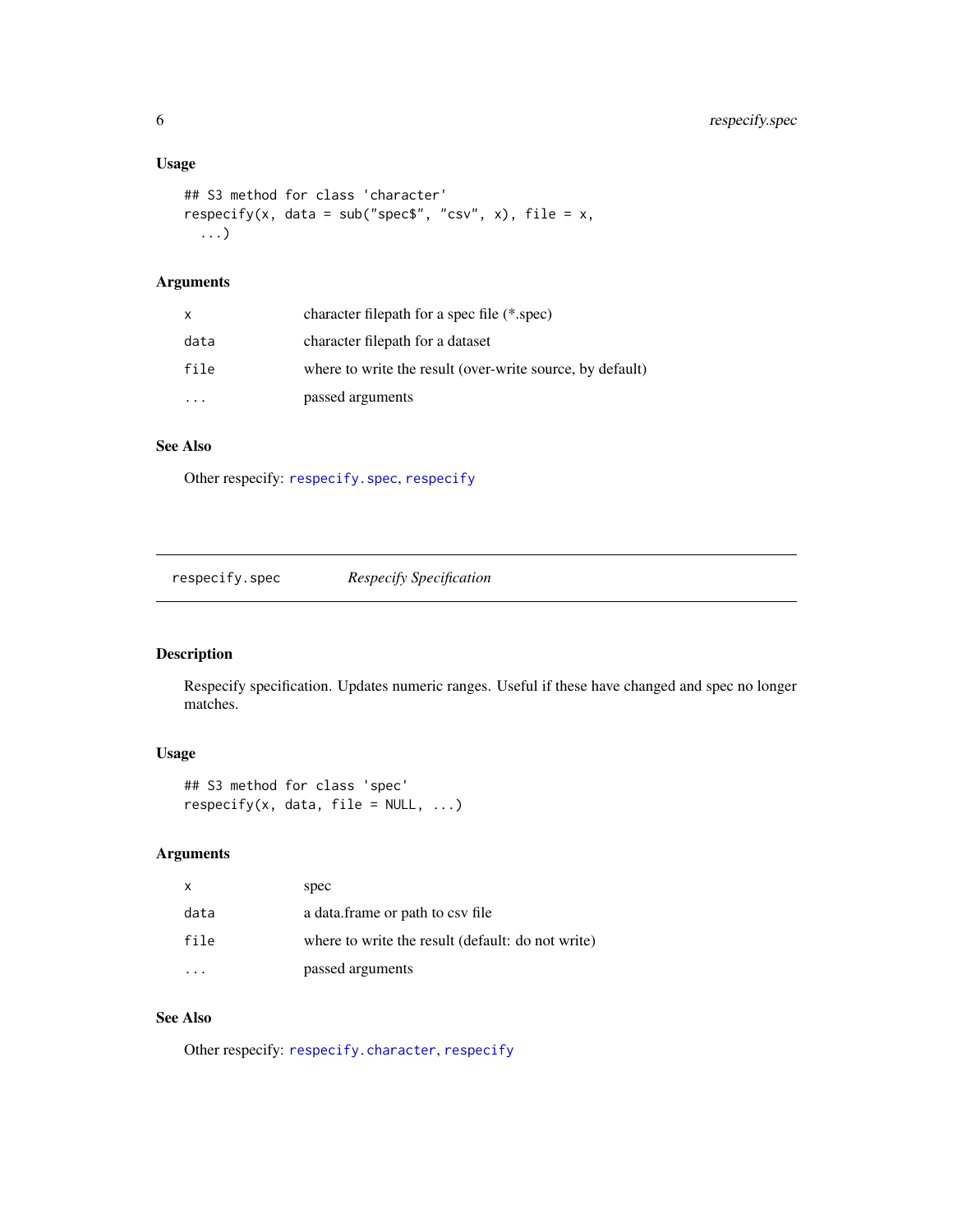### Usage

```
## S3 method for class 'character'
respecify(x, data = sub("spec$", "csv", x), file = x,
  ...)
```

### Arguments

| | |
|---|---|
| `x` | character filepath for a spec file (*.spec) |
| `data` | character filepath for a dataset |
| `file` | where to write the result (over-write source, by default) |
| `...` | passed arguments |

### See Also

Other respecify: `respecify.spec`, `respecify`

---

## respecify.spec — *Respecify Specification*

### Description

Respecify specification. Updates numeric ranges. Useful if these have changed and spec no longer matches.

### Usage

```
## S3 method for class 'spec'
respecify(x, data, file = NULL, ...)
```

### Arguments

| | |
|---|---|
| `x` | spec |
| `data` | a data.frame or path to csv file |
| `file` | where to write the result (default: do not write) |
| `...` | passed arguments |

### See Also

Other respecify: `respecify.character`, `respecify`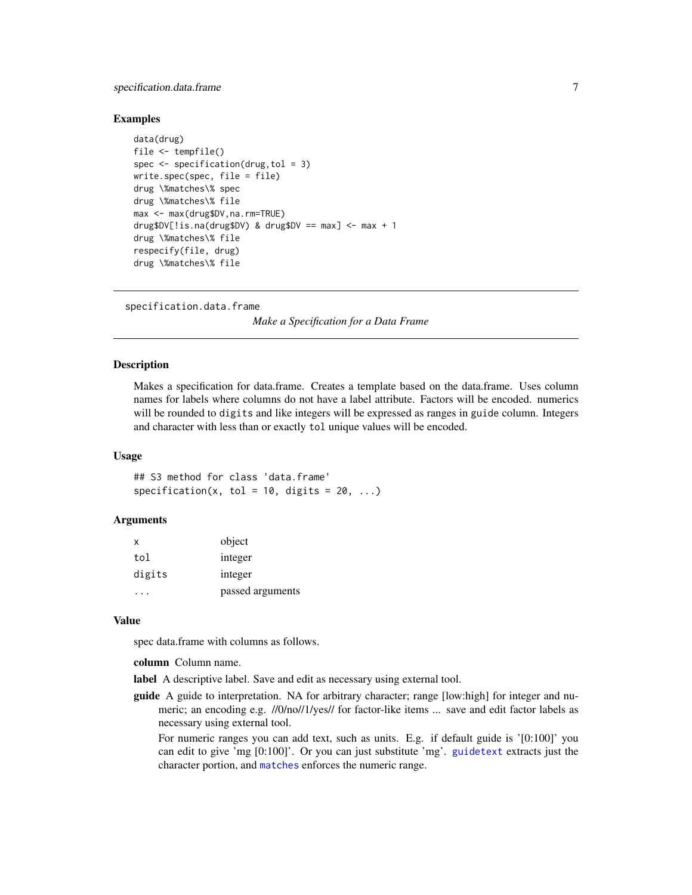### Examples

```
data(drug)
file <- tempfile()
spec <- specification(drug,tol = 3)
write.spec(spec, file = file)
drug \%matches\% spec
drug \%matches\% file
max <- max(drug$DV,na.rm=TRUE)
drug$DV[!is.na(drug$DV) & drug$DV == max] <- max + 1
drug \%matches\% file
respecify(file, drug)
drug \%matches\% file
```

---

## specification.data.frame

*Make a Specification for a Data Frame*

---

### Description

Makes a specification for data.frame. Creates a template based on the data.frame. Uses column names for labels where columns do not have a label attribute. Factors will be encoded. numerics will be rounded to `digits` and like integers will be expressed as ranges in `guide` column. Integers and character with less than or exactly `tol` unique values will be encoded.

### Usage

```
## S3 method for class 'data.frame'
specification(x, tol = 10, digits = 20, ...)
```

### Arguments

| | |
|---|---|
| `x` | object |
| `tol` | integer |
| `digits` | integer |
| `...` | passed arguments |

### Value

spec data.frame with columns as follows.

**column** Column name.

**label** A descriptive label. Save and edit as necessary using external tool.

**guide** A guide to interpretation. NA for arbitrary character; range [low:high] for integer and numeric; an encoding e.g. //0/no//1/yes// for factor-like items ... save and edit factor labels as necessary using external tool.

For numeric ranges you can add text, such as units. E.g. if default guide is '[0:100]' you can edit to give 'mg [0:100]'. Or you can just substitute 'mg'. `guidetext` extracts just the character portion, and `matches` enforces the numeric range.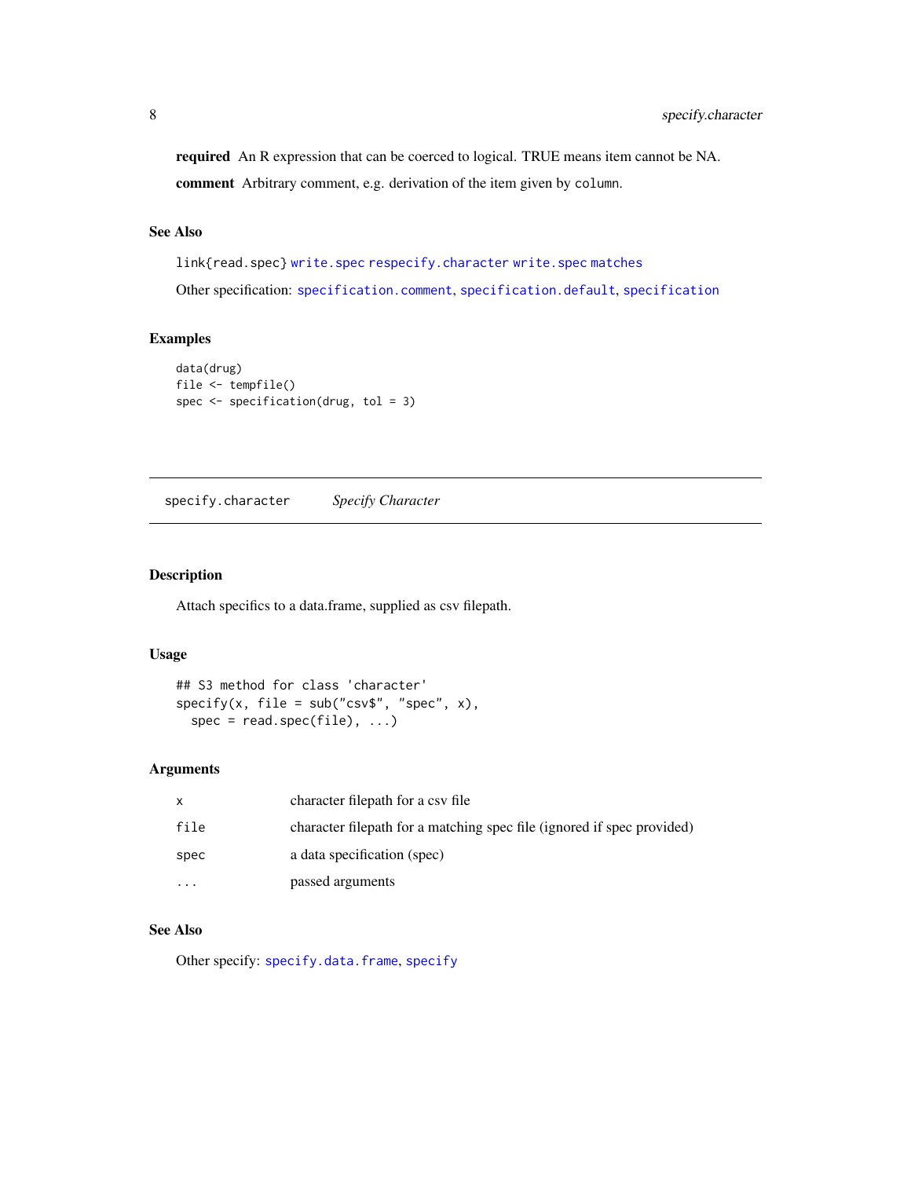**required** An R expression that can be coerced to logical. TRUE means item cannot be NA.

**comment** Arbitrary comment, e.g. derivation of the item given by `column`.

### See Also

`link{read.spec}` `write.spec` `respecify.character` `write.spec` `matches`

Other specification: `specification.comment`, `specification.default`, `specification`

### Examples

```
data(drug)
file <- tempfile()
spec <- specification(drug, tol = 3)
```

---

## specify.character *Specify Character*

---

### Description

Attach specifics to a data.frame, supplied as csv filepath.

### Usage

```
## S3 method for class 'character'
specify(x, file = sub("csv$", "spec", x),
  spec = read.spec(file), ...)
```

### Arguments

| | |
|---|---|
| `x` | character filepath for a csv file |
| `file` | character filepath for a matching spec file (ignored if spec provided) |
| `spec` | a data specification (spec) |
| `...` | passed arguments |

### See Also

Other specify: `specify.data.frame`, `specify`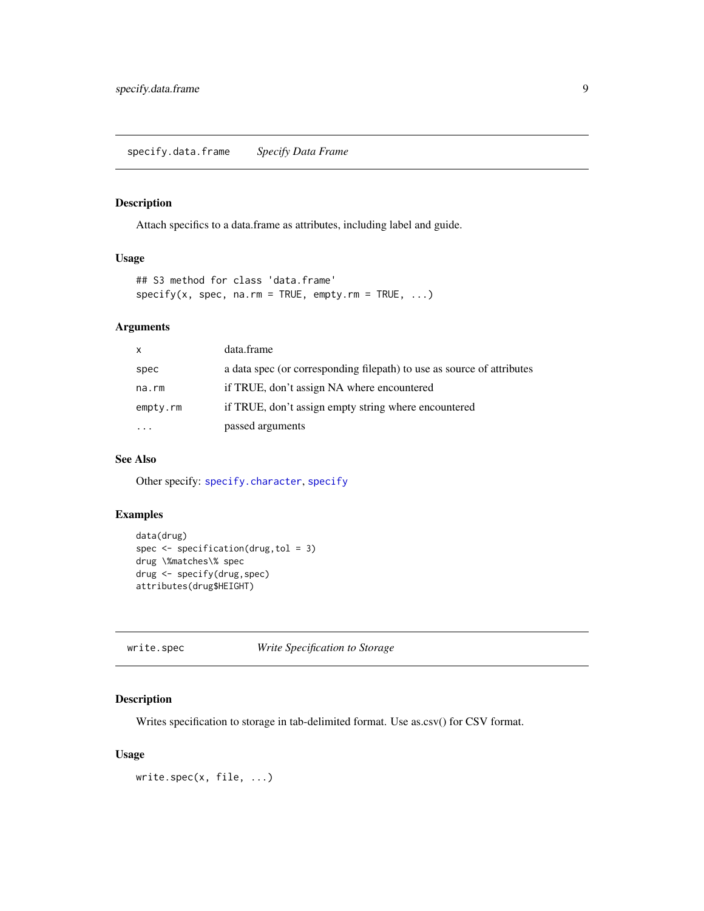## specify.data.frame *Specify Data Frame*

### Description

Attach specifics to a data.frame as attributes, including label and guide.

### Usage

```
## S3 method for class 'data.frame'
specify(x, spec, na.rm = TRUE, empty.rm = TRUE, ...)
```

### Arguments

| | |
|---|---|
| `x` | data.frame |
| `spec` | a data spec (or corresponding filepath) to use as source of attributes |
| `na.rm` | if TRUE, don't assign NA where encountered |
| `empty.rm` | if TRUE, don't assign empty string where encountered |
| `...` | passed arguments |

### See Also

Other specify: `specify.character`, `specify`

### Examples

```
data(drug)
spec <- specification(drug,tol = 3)
drug \%matches\% spec
drug <- specify(drug,spec)
attributes(drug$HEIGHT)
```

## write.spec *Write Specification to Storage*

### Description

Writes specification to storage in tab-delimited format. Use as.csv() for CSV format.

### Usage

```
write.spec(x, file, ...)
```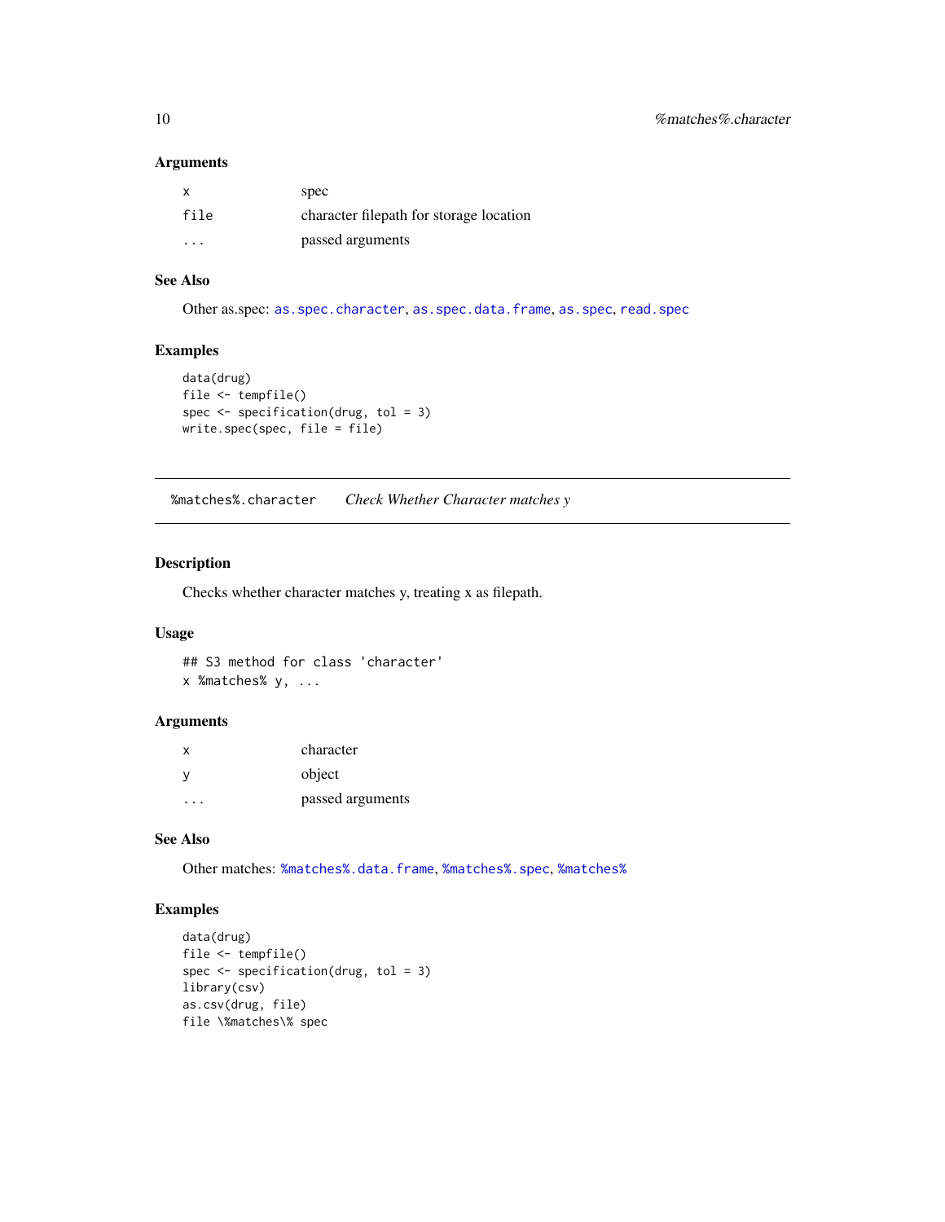### Arguments

| | |
|---|---|
| x | spec |
| file | character filepath for storage location |
| ... | passed arguments |

### See Also

Other as.spec: `as.spec.character`, `as.spec.data.frame`, `as.spec`, `read.spec`

### Examples

```
data(drug)
file <- tempfile()
spec <- specification(drug, tol = 3)
write.spec(spec, file = file)
```

---

## `%matches%.character` *Check Whether Character matches y*

### Description

Checks whether character matches y, treating x as filepath.

### Usage

```
## S3 method for class 'character'
x %matches% y, ...
```

### Arguments

| | |
|---|---|
| x | character |
| y | object |
| ... | passed arguments |

### See Also

Other matches: `%matches%.data.frame`, `%matches%.spec`, `%matches%`

### Examples

```
data(drug)
file <- tempfile()
spec <- specification(drug, tol = 3)
library(csv)
as.csv(drug, file)
file \%matches\% spec
```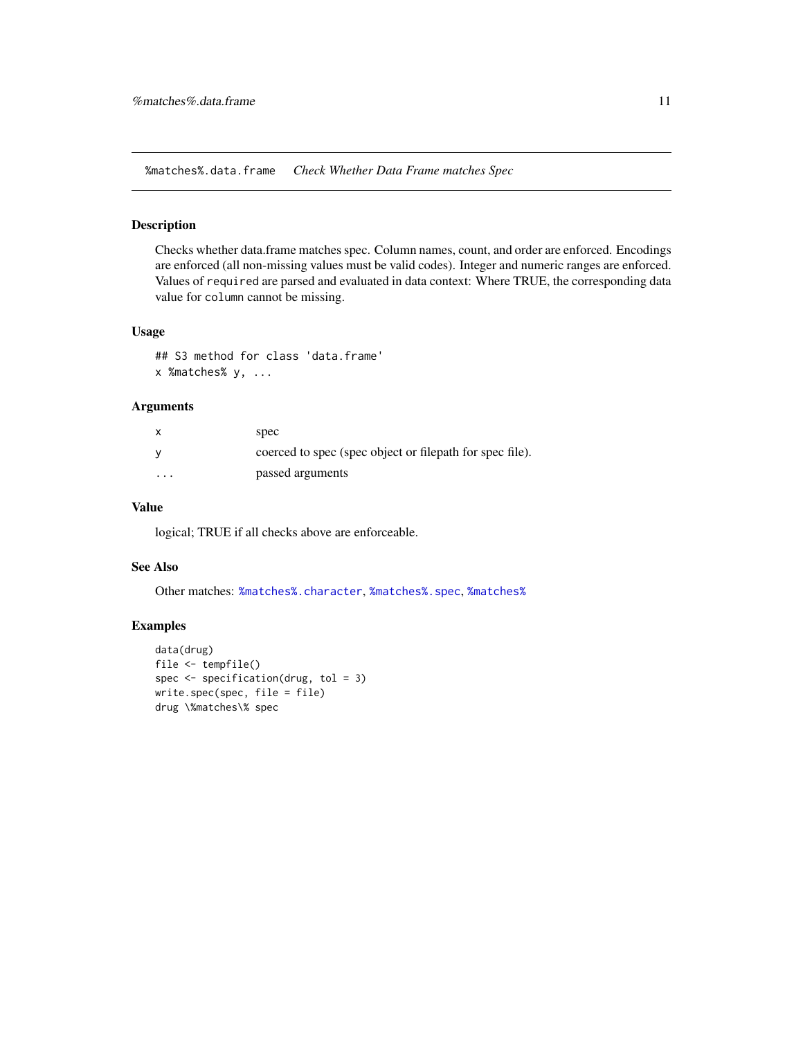## %matches%.data.frame    *Check Whether Data Frame matches Spec*

### Description

Checks whether data.frame matches spec. Column names, count, and order are enforced. Encodings are enforced (all non-missing values must be valid codes). Integer and numeric ranges are enforced. Values of `required` are parsed and evaluated in data context: Where TRUE, the corresponding data value for `column` cannot be missing.

### Usage

```
## S3 method for class 'data.frame'
x %matches% y, ...
```

### Arguments

| | |
|---|---|
| `x` | spec |
| `y` | coerced to spec (spec object or filepath for spec file). |
| `...` | passed arguments |

### Value

logical; TRUE if all checks above are enforceable.

### See Also

Other matches: `%matches%.character`, `%matches%.spec`, `%matches%`

### Examples

```
data(drug)
file <- tempfile()
spec <- specification(drug, tol = 3)
write.spec(spec, file = file)
drug \%matches\% spec
```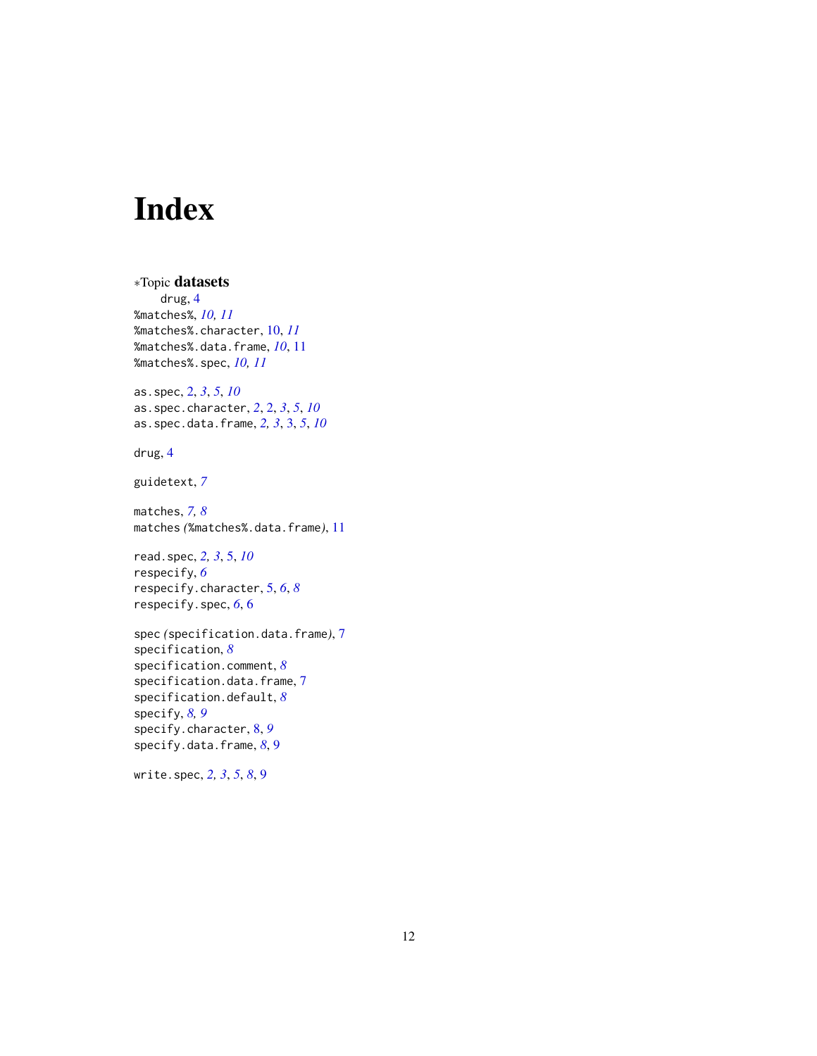# Index

∗Topic **datasets**
    drug, 4

%matches%, *10, 11*
%matches%.character, 10, *11*
%matches%.data.frame, *10*, 11
%matches%.spec, *10, 11*

as.spec, 2, *3*, *5*, *10*
as.spec.character, *2*, 2, *3*, *5*, *10*
as.spec.data.frame, *2, 3*, 3, *5*, *10*

drug, 4

guidetext, *7*

matches, *7, 8*
matches *(*%matches%.data.frame*)*, 11

read.spec, *2, 3*, 5, *10*
respecify, *6*
respecify.character, 5, *6*, *8*
respecify.spec, *6*, 6

spec *(*specification.data.frame*)*, 7
specification, *8*
specification.comment, *8*
specification.data.frame, 7
specification.default, *8*
specify, *8, 9*
specify.character, 8, *9*
specify.data.frame, *8*, 9

write.spec, *2, 3*, *5*, *8*, 9